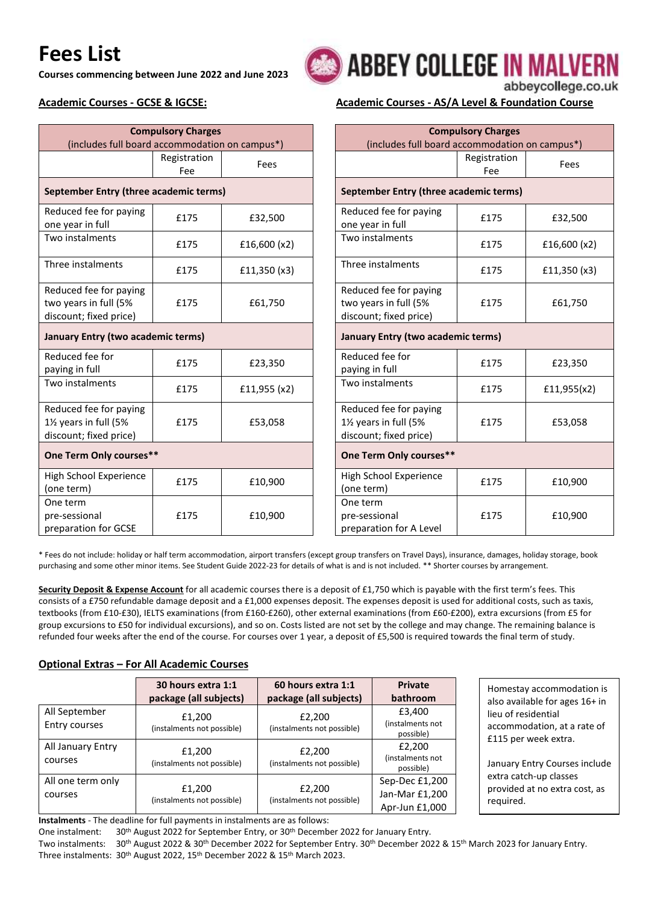# Fees List

**Courses commencing between June 2022 and June 2023**

ABBEY COLLEGE IN MALVERN
abbeycollege.co.uk

## Academic Courses - GCSE & IGCSE:

| Compulsory Charges (includes full board accommodation on campus*) | | |
|---|---|---|
| | Registration Fee | Fees |
| **September Entry (three academic terms)** | | |
| Reduced fee for paying one year in full | £175 | £32,500 |
| Two instalments | £175 | £16,600 (x2) |
| Three instalments | £175 | £11,350 (x3) |
| Reduced fee for paying two years in full (5% discount; fixed price) | £175 | £61,750 |
| **January Entry (two academic terms)** | | |
| Reduced fee for paying in full | £175 | £23,350 |
| Two instalments | £175 | £11,955 (x2) |
| Reduced fee for paying 1½ years in full (5% discount; fixed price) | £175 | £53,058 |
| **One Term Only courses**** | | |
| High School Experience (one term) | £175 | £10,900 |
| One term pre-sessional preparation for GCSE | £175 | £10,900 |

## Academic Courses - AS/A Level & Foundation Course

| Compulsory Charges (includes full board accommodation on campus*) | | |
|---|---|---|
| | Registration Fee | Fees |
| **September Entry (three academic terms)** | | |
| Reduced fee for paying one year in full | £175 | £32,500 |
| Two instalments | £175 | £16,600 (x2) |
| Three instalments | £175 | £11,350 (x3) |
| Reduced fee for paying two years in full (5% discount; fixed price) | £175 | £61,750 |
| **January Entry (two academic terms)** | | |
| Reduced fee for paying in full | £175 | £23,350 |
| Two instalments | £175 | £11,955(x2) |
| Reduced fee for paying 1½ years in full (5% discount; fixed price) | £175 | £53,058 |
| **One Term Only courses**** | | |
| High School Experience (one term) | £175 | £10,900 |
| One term pre-sessional preparation for A Level | £175 | £10,900 |

* Fees do not include: holiday or half term accommodation, airport transfers (except group transfers on Travel Days), insurance, damages, holiday storage, book purchasing and some other minor items. See Student Guide 2022-23 for details of what is and is not included. ** Shorter courses by arrangement.

**Security Deposit & Expense Account** for all academic courses there is a deposit of £1,750 which is payable with the first term's fees. This consists of a £750 refundable damage deposit and a £1,000 expenses deposit. The expenses deposit is used for additional costs, such as taxis, textbooks (from £10-£30), IELTS examinations (from £160-£260), other external examinations (from £60-£200), extra excursions (from £5 for group excursions to £50 for individual excursions), and so on. Costs listed are not set by the college and may change. The remaining balance is refunded four weeks after the end of the course. For courses over 1 year, a deposit of £5,500 is required towards the final term of study.

## Optional Extras – For All Academic Courses

| | 30 hours extra 1:1 package (all subjects) | 60 hours extra 1:1 package (all subjects) | Private bathroom |
|---|---|---|---|
| All September Entry courses | £1,200 (instalments not possible) | £2,200 (instalments not possible) | £3,400 (instalments not possible) |
| All January Entry courses | £1,200 (instalments not possible) | £2,200 (instalments not possible) | £2,200 (instalments not possible) |
| All one term only courses | £1,200 (instalments not possible) | £2,200 (instalments not possible) | Sep-Dec £1,200 Jan-Mar £1,200 Apr-Jun £1,000 |

Homestay accommodation is also available for ages 16+ in lieu of residential accommodation, at a rate of £115 per week extra.

January Entry Courses include extra catch-up classes provided at no extra cost, as required.

**Instalments** - The deadline for full payments in instalments are as follows:

One instalment: 30th August 2022 for September Entry, or 30th December 2022 for January Entry.

Two instalments: 30th August 2022 & 30th December 2022 for September Entry. 30th December 2022 & 15th March 2023 for January Entry.

Three instalments: 30th August 2022, 15th December 2022 & 15th March 2023.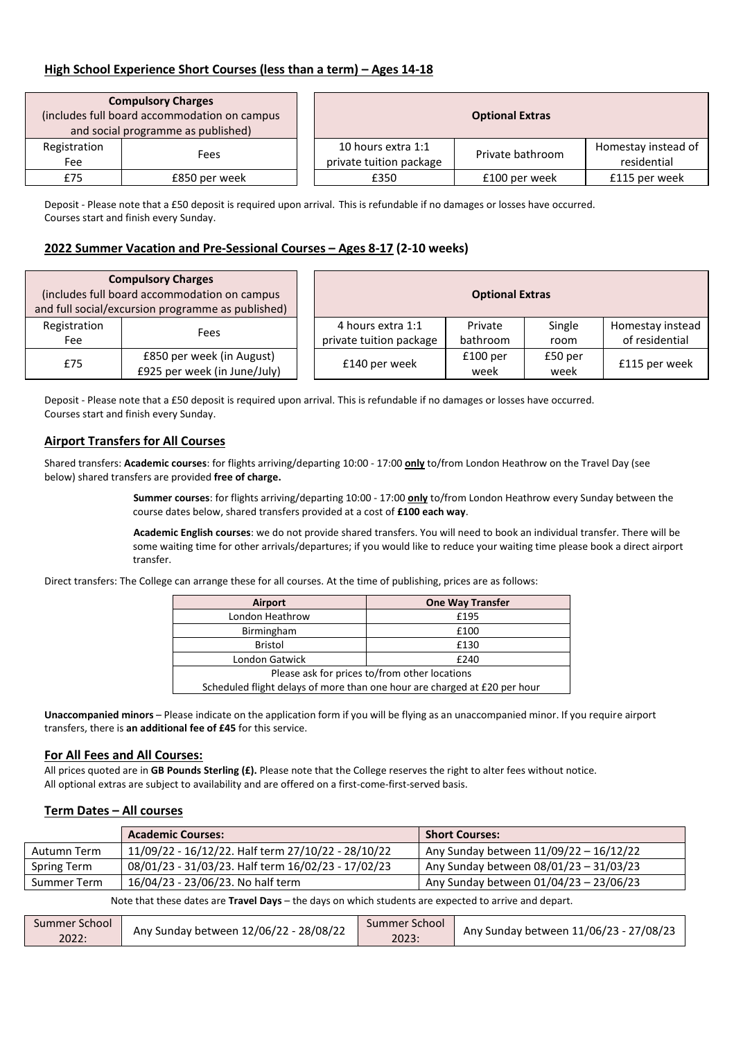## High School Experience Short Courses (less than a term) – Ages 14-18

| Compulsory Charges (includes full board accommodation on campus and social programme as published) | |
|---|---|
| Registration Fee | Fees |
| £75 | £850 per week |

| Optional Extras | | |
|---|---|---|
| 10 hours extra 1:1 private tuition package | Private bathroom | Homestay instead of residential |
| £350 | £100 per week | £115 per week |

Deposit - Please note that a £50 deposit is required upon arrival. This is refundable if no damages or losses have occurred.
Courses start and finish every Sunday.

## 2022 Summer Vacation and Pre-Sessional Courses – Ages 8-17 (2-10 weeks)

| Compulsory Charges (includes full board accommodation on campus and full social/excursion programme as published) | |
|---|---|
| Registration Fee | Fees |
| £75 | £850 per week (in August)<br>£925 per week (in June/July) |

| Optional Extras | | | |
|---|---|---|---|
| 4 hours extra 1:1 private tuition package | Private bathroom | Single room | Homestay instead of residential |
| £140 per week | £100 per week | £50 per week | £115 per week |

Deposit - Please note that a £50 deposit is required upon arrival. This is refundable if no damages or losses have occurred.
Courses start and finish every Sunday.

## Airport Transfers for All Courses

Shared transfers: **Academic courses**: for flights arriving/departing 10:00 - 17:00 **only** to/from London Heathrow on the Travel Day (see below) shared transfers are provided **free of charge.**

**Summer courses**: for flights arriving/departing 10:00 - 17:00 **only** to/from London Heathrow every Sunday between the course dates below, shared transfers provided at a cost of **£100 each way**.

**Academic English courses**: we do not provide shared transfers. You will need to book an individual transfer. There will be some waiting time for other arrivals/departures; if you would like to reduce your waiting time please book a direct airport transfer.

Direct transfers: The College can arrange these for all courses. At the time of publishing, prices are as follows:

| Airport | One Way Transfer |
|---|---|
| London Heathrow | £195 |
| Birmingham | £100 |
| Bristol | £130 |
| London Gatwick | £240 |
| Please ask for prices to/from other locations | |
| Scheduled flight delays of more than one hour are charged at £20 per hour | |

**Unaccompanied minors** – Please indicate on the application form if you will be flying as an unaccompanied minor. If you require airport transfers, there is **an additional fee of £45** for this service.

## For All Fees and All Courses:

All prices quoted are in **GB Pounds Sterling (£).** Please note that the College reserves the right to alter fees without notice.
All optional extras are subject to availability and are offered on a first-come-first-served basis.

## Term Dates – All courses

| | Academic Courses: | Short Courses: |
|---|---|---|
| Autumn Term | 11/09/22 - 16/12/22. Half term 27/10/22 - 28/10/22 | Any Sunday between 11/09/22 – 16/12/22 |
| Spring Term | 08/01/23 - 31/03/23. Half term 16/02/23 - 17/02/23 | Any Sunday between 08/01/23 – 31/03/23 |
| Summer Term | 16/04/23 - 23/06/23. No half term | Any Sunday between 01/04/23 – 23/06/23 |

Note that these dates are **Travel Days** – the days on which students are expected to arrive and depart.

| | | | |
|---|---|---|---|
| Summer School 2022: | Any Sunday between 12/06/22 - 28/08/22 | Summer School 2023: | Any Sunday between 11/06/23 - 27/08/23 |